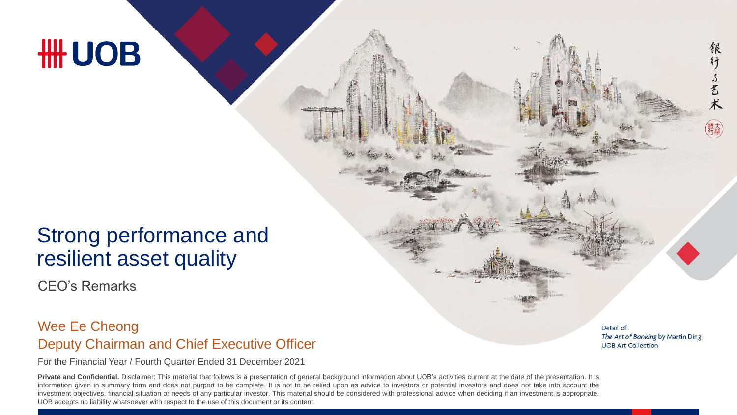# UOB

# Strong performance and resilient asset quality

CEO's Remarks

## Wee Ee Cheong
## Deputy Chairman and Chief Executive Officer

For the Financial Year / Fourth Quarter Ended 31 December 2021

Detail of
*The Art of Banking* by Martin Ding
UOB Art Collection

**Private and Confidential.** Disclaimer: This material that follows is a presentation of general background information about UOB's activities current at the date of the presentation. It is information given in summary form and does not purport to be complete. It is not to be relied upon as advice to investors or potential investors and does not take into account the investment objectives, financial situation or needs of any particular investor. This material should be considered with professional advice when deciding if an investment is appropriate. UOB accepts no liability whatsoever with respect to the use of this document or its content.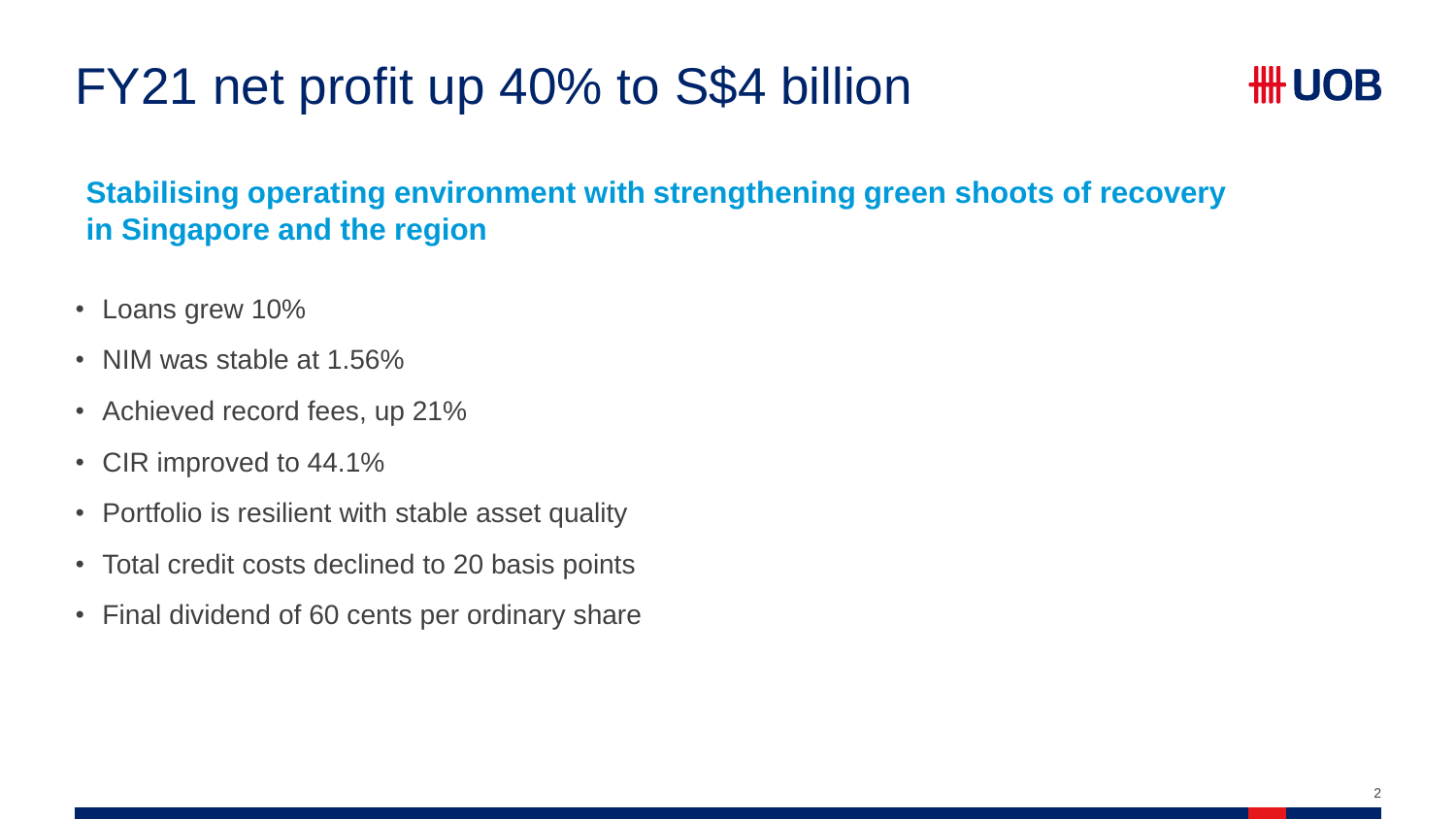# FY21 net profit up 40% to S$4 billion

**Stabilising operating environment with strengthening green shoots of recovery in Singapore and the region**

- Loans grew 10%
- NIM was stable at 1.56%
- Achieved record fees, up 21%
- CIR improved to 44.1%
- Portfolio is resilient with stable asset quality
- Total credit costs declined to 20 basis points
- Final dividend of 60 cents per ordinary share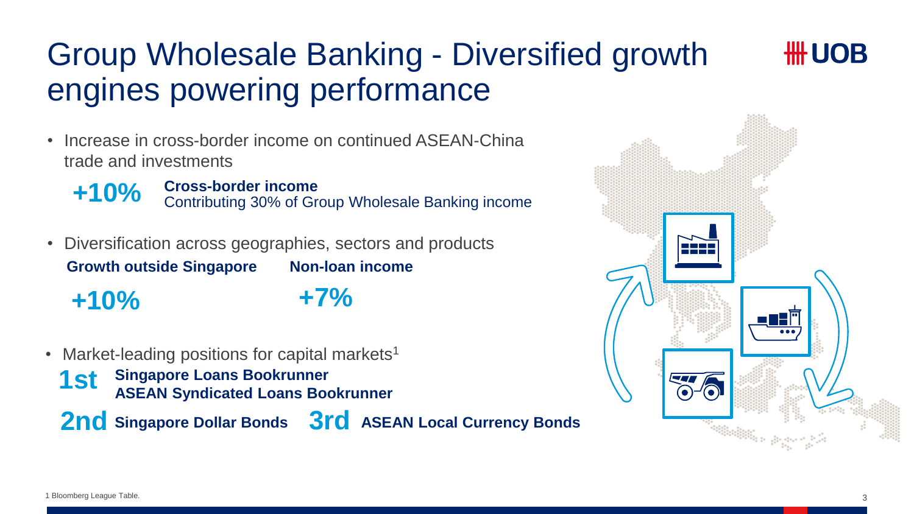# Group Wholesale Banking - Diversified growth engines powering performance

- Increase in cross-border income on continued ASEAN-China trade and investments

  **+10%** **Cross-border income**
  Contributing 30% of Group Wholesale Banking income

- Diversification across geographies, sectors and products

  | **Growth outside Singapore** | **Non-loan income** |
  |---|---|
  | **+10%** | **+7%** |

- Market-leading positions for capital markets[1]

  **1st** **Singapore Loans Bookrunner**
  **ASEAN Syndicated Loans Bookrunner**

  **2nd** **Singapore Dollar Bonds** **3rd** **ASEAN Local Currency Bonds**

1 Bloomberg League Table.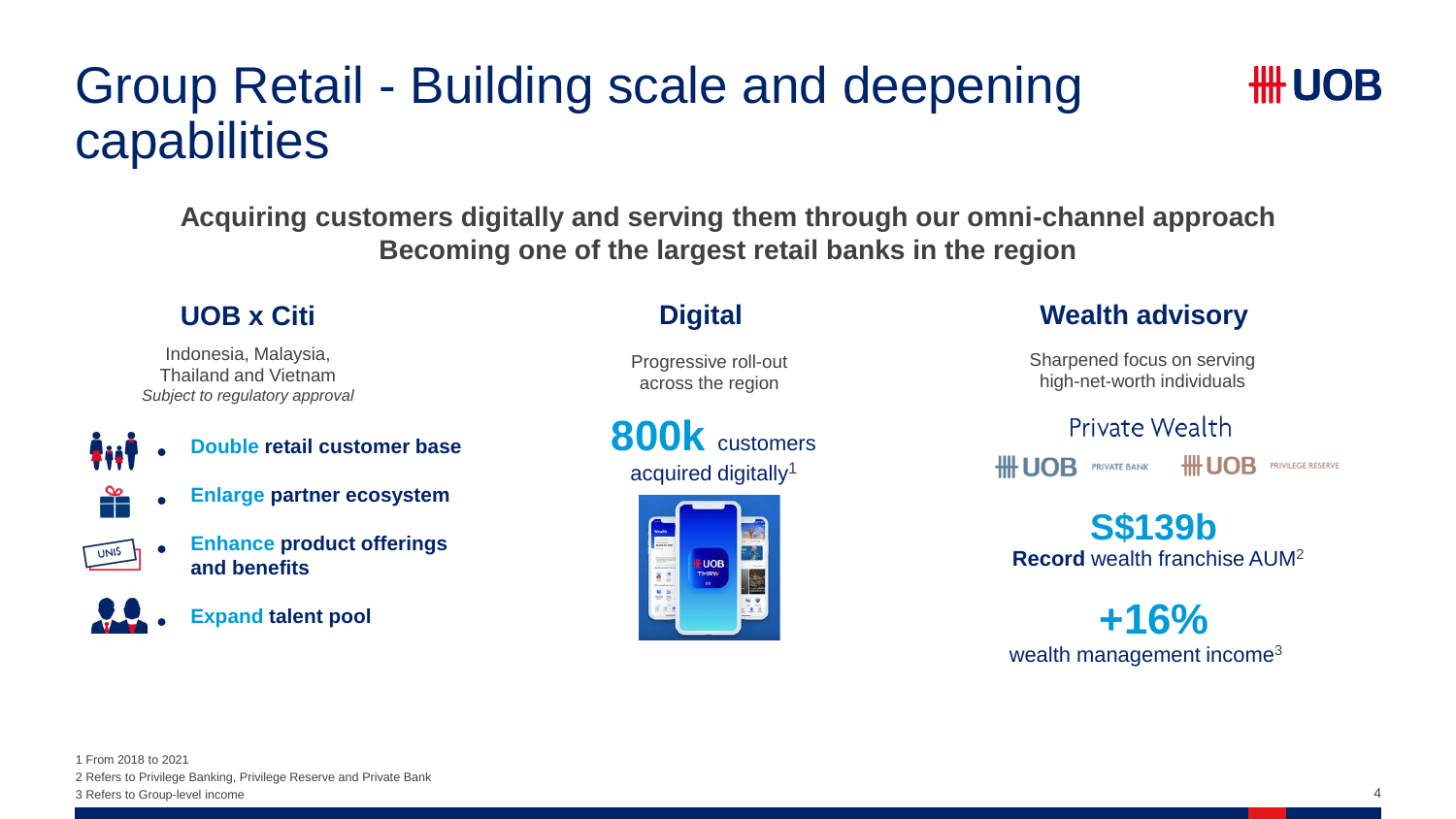# Group Retail - Building scale and deepening capabilities

**Acquiring customers digitally and serving them through our omni-channel approach**
**Becoming one of the largest retail banks in the region**

## UOB x Citi

Indonesia, Malaysia, Thailand and Vietnam
*Subject to regulatory approval*

- **Double retail customer base**
- **Enlarge partner ecosystem**
- **Enhance product offerings and benefits**
- **Expand talent pool**

## Digital

Progressive roll-out across the region

**800k** customers acquired digitally[1]

## Wealth advisory

Sharpened focus on serving high-net-worth individuals

Private Wealth

UOB PRIVATE BANK | UOB PRIVILEGE RESERVE

**S$139b**
**Record** wealth franchise AUM[2]

**+16%**
wealth management income[3]

1 From 2018 to 2021
2 Refers to Privilege Banking, Privilege Reserve and Private Bank
3 Refers to Group-level income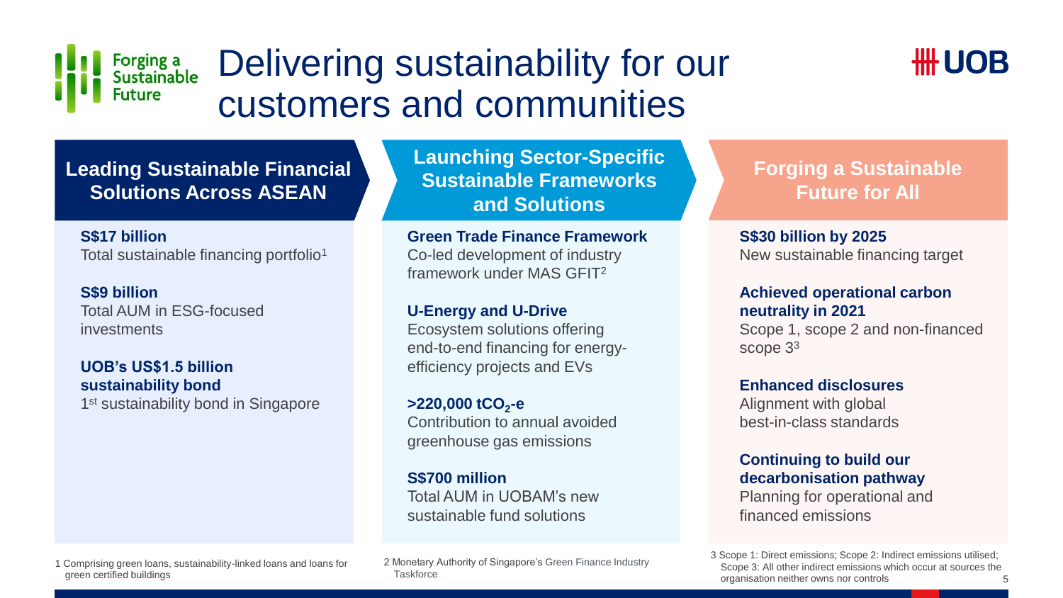# Delivering sustainability for our customers and communities

## Leading Sustainable Financial Solutions Across ASEAN

**S$17 billion**
Total sustainable financing portfolio[1]

**S$9 billion**
Total AUM in ESG-focused investments

**UOB's US$1.5 billion sustainability bond**
1st sustainability bond in Singapore

## Launching Sector-Specific Sustainable Frameworks and Solutions

**Green Trade Finance Framework**
Co-led development of industry framework under MAS GFIT[2]

**U-Energy and U-Drive**
Ecosystem solutions offering end-to-end financing for energy-efficiency projects and EVs

**>220,000 $tCO_2$-e**
Contribution to annual avoided greenhouse gas emissions

**S$700 million**
Total AUM in UOBAM's new sustainable fund solutions

## Forging a Sustainable Future for All

**S$30 billion by 2025**
New sustainable financing target

**Achieved operational carbon neutrality in 2021**
Scope 1, scope 2 and non-financed scope 3[3]

**Enhanced disclosures**
Alignment with global best-in-class standards

**Continuing to build our decarbonisation pathway**
Planning for operational and financed emissions

1 Comprising green loans, sustainability-linked loans and loans for green certified buildings

2 Monetary Authority of Singapore's Green Finance Industry Taskforce

3 Scope 1: Direct emissions; Scope 2: Indirect emissions utilised; Scope 3: All other indirect emissions which occur at sources the organisation neither owns nor controls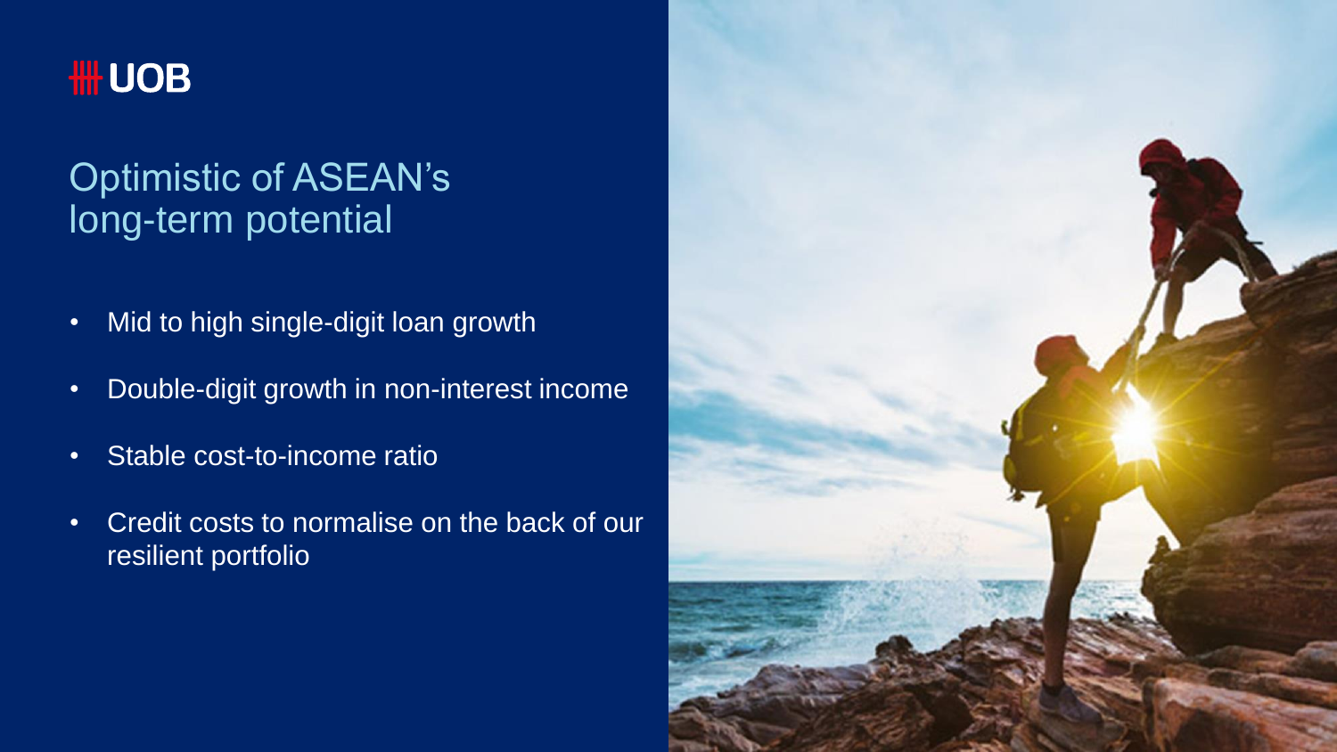UOB

# Optimistic of ASEAN's long-term potential

- Mid to high single-digit loan growth
- Double-digit growth in non-interest income
- Stable cost-to-income ratio
- Credit costs to normalise on the back of our resilient portfolio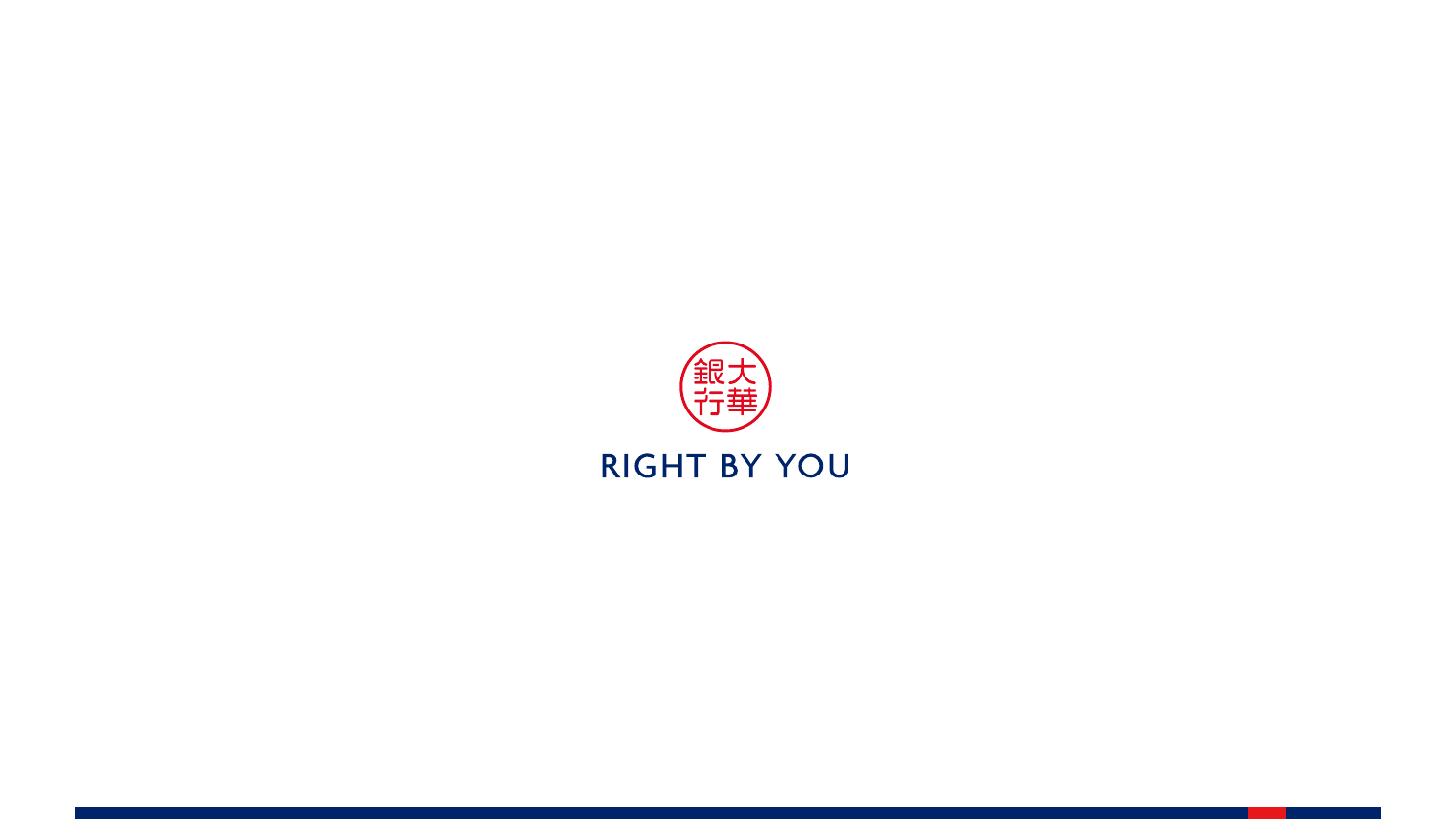大華銀行

RIGHT BY YOU